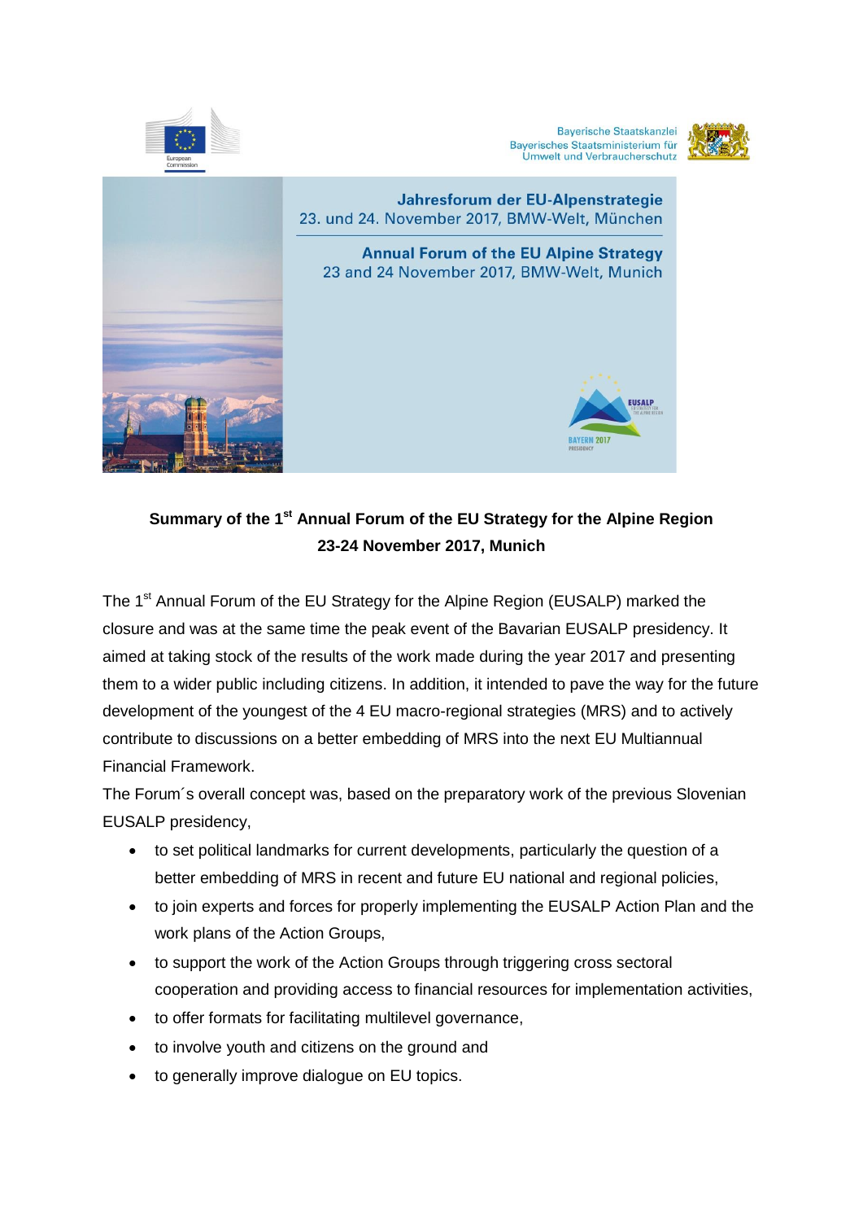Bayerische Staatskanzlei
Bayerisches Staatsministerium für Umwelt und Verbraucherschutz

**Jahresforum der EU-Alpenstrategie**
23. und 24. November 2017, BMW-Welt, München

**Annual Forum of the EU Alpine Strategy**
23 and 24 November 2017, BMW-Welt, Munich

# Summary of the 1st Annual Forum of the EU Strategy for the Alpine Region 23-24 November 2017, Munich

The 1st Annual Forum of the EU Strategy for the Alpine Region (EUSALP) marked the closure and was at the same time the peak event of the Bavarian EUSALP presidency. It aimed at taking stock of the results of the work made during the year 2017 and presenting them to a wider public including citizens. In addition, it intended to pave the way for the future development of the youngest of the 4 EU macro-regional strategies (MRS) and to actively contribute to discussions on a better embedding of MRS into the next EU Multiannual Financial Framework.

The Forum´s overall concept was, based on the preparatory work of the previous Slovenian EUSALP presidency,

- to set political landmarks for current developments, particularly the question of a better embedding of MRS in recent and future EU national and regional policies,
- to join experts and forces for properly implementing the EUSALP Action Plan and the work plans of the Action Groups,
- to support the work of the Action Groups through triggering cross sectoral cooperation and providing access to financial resources for implementation activities,
- to offer formats for facilitating multilevel governance,
- to involve youth and citizens on the ground and
- to generally improve dialogue on EU topics.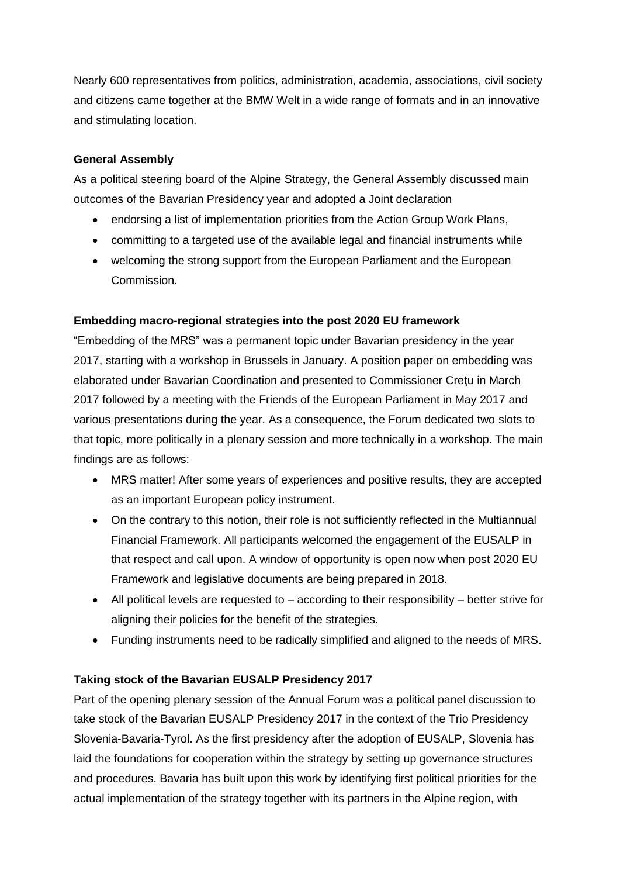Nearly 600 representatives from politics, administration, academia, associations, civil society and citizens came together at the BMW Welt in a wide range of formats and in an innovative and stimulating location.

**General Assembly**

As a political steering board of the Alpine Strategy, the General Assembly discussed main outcomes of the Bavarian Presidency year and adopted a Joint declaration

- endorsing a list of implementation priorities from the Action Group Work Plans,
- committing to a targeted use of the available legal and financial instruments while
- welcoming the strong support from the European Parliament and the European Commission.

**Embedding macro-regional strategies into the post 2020 EU framework**

"Embedding of the MRS" was a permanent topic under Bavarian presidency in the year 2017, starting with a workshop in Brussels in January. A position paper on embedding was elaborated under Bavarian Coordination and presented to Commissioner Creţu in March 2017 followed by a meeting with the Friends of the European Parliament in May 2017 and various presentations during the year. As a consequence, the Forum dedicated two slots to that topic, more politically in a plenary session and more technically in a workshop. The main findings are as follows:

- MRS matter! After some years of experiences and positive results, they are accepted as an important European policy instrument.
- On the contrary to this notion, their role is not sufficiently reflected in the Multiannual Financial Framework. All participants welcomed the engagement of the EUSALP in that respect and call upon. A window of opportunity is open now when post 2020 EU Framework and legislative documents are being prepared in 2018.
- All political levels are requested to – according to their responsibility – better strive for aligning their policies for the benefit of the strategies.
- Funding instruments need to be radically simplified and aligned to the needs of MRS.

**Taking stock of the Bavarian EUSALP Presidency 2017**

Part of the opening plenary session of the Annual Forum was a political panel discussion to take stock of the Bavarian EUSALP Presidency 2017 in the context of the Trio Presidency Slovenia-Bavaria-Tyrol. As the first presidency after the adoption of EUSALP, Slovenia has laid the foundations for cooperation within the strategy by setting up governance structures and procedures. Bavaria has built upon this work by identifying first political priorities for the actual implementation of the strategy together with its partners in the Alpine region, with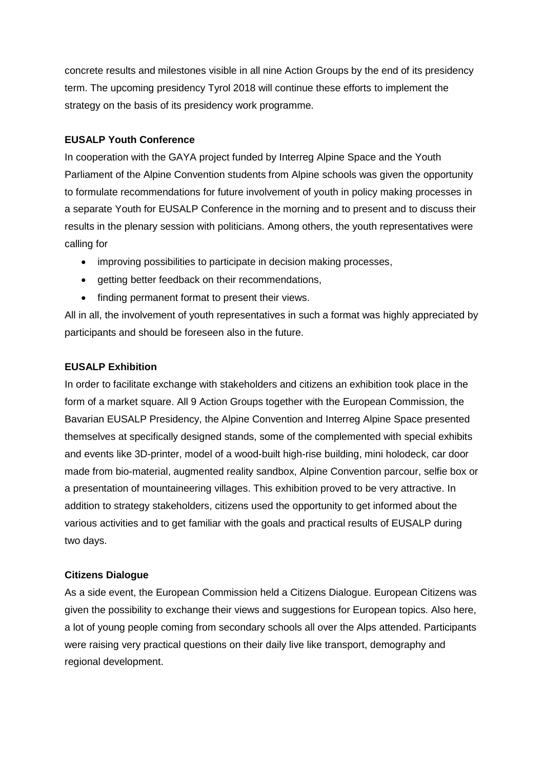concrete results and milestones visible in all nine Action Groups by the end of its presidency term. The upcoming presidency Tyrol 2018 will continue these efforts to implement the strategy on the basis of its presidency work programme.

**EUSALP Youth Conference**

In cooperation with the GAYA project funded by Interreg Alpine Space and the Youth Parliament of the Alpine Convention students from Alpine schools was given the opportunity to formulate recommendations for future involvement of youth in policy making processes in a separate Youth for EUSALP Conference in the morning and to present and to discuss their results in the plenary session with politicians. Among others, the youth representatives were calling for

- improving possibilities to participate in decision making processes,
- getting better feedback on their recommendations,
- finding permanent format to present their views.

All in all, the involvement of youth representatives in such a format was highly appreciated by participants and should be foreseen also in the future.

**EUSALP Exhibition**

In order to facilitate exchange with stakeholders and citizens an exhibition took place in the form of a market square. All 9 Action Groups together with the European Commission, the Bavarian EUSALP Presidency, the Alpine Convention and Interreg Alpine Space presented themselves at specifically designed stands, some of the complemented with special exhibits and events like 3D-printer, model of a wood-built high-rise building, mini holodeck, car door made from bio-material, augmented reality sandbox, Alpine Convention parcour, selfie box or a presentation of mountaineering villages. This exhibition proved to be very attractive. In addition to strategy stakeholders, citizens used the opportunity to get informed about the various activities and to get familiar with the goals and practical results of EUSALP during two days.

**Citizens Dialogue**

As a side event, the European Commission held a Citizens Dialogue. European Citizens was given the possibility to exchange their views and suggestions for European topics. Also here, a lot of young people coming from secondary schools all over the Alps attended. Participants were raising very practical questions on their daily live like transport, demography and regional development.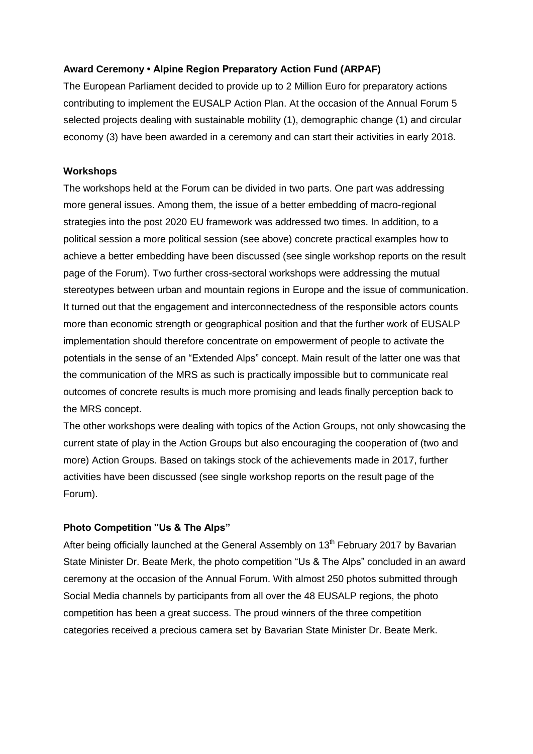**Award Ceremony • Alpine Region Preparatory Action Fund (ARPAF)**

The European Parliament decided to provide up to 2 Million Euro for preparatory actions contributing to implement the EUSALP Action Plan. At the occasion of the Annual Forum 5 selected projects dealing with sustainable mobility (1), demographic change (1) and circular economy (3) have been awarded in a ceremony and can start their activities in early 2018.

**Workshops**

The workshops held at the Forum can be divided in two parts. One part was addressing more general issues. Among them, the issue of a better embedding of macro-regional strategies into the post 2020 EU framework was addressed two times. In addition, to a political session a more political session (see above) concrete practical examples how to achieve a better embedding have been discussed (see single workshop reports on the result page of the Forum). Two further cross-sectoral workshops were addressing the mutual stereotypes between urban and mountain regions in Europe and the issue of communication. It turned out that the engagement and interconnectedness of the responsible actors counts more than economic strength or geographical position and that the further work of EUSALP implementation should therefore concentrate on empowerment of people to activate the potentials in the sense of an "Extended Alps" concept. Main result of the latter one was that the communication of the MRS as such is practically impossible but to communicate real outcomes of concrete results is much more promising and leads finally perception back to the MRS concept.

The other workshops were dealing with topics of the Action Groups, not only showcasing the current state of play in the Action Groups but also encouraging the cooperation of (two and more) Action Groups. Based on takings stock of the achievements made in 2017, further activities have been discussed (see single workshop reports on the result page of the Forum).

**Photo Competition "Us & The Alps"**

After being officially launched at the General Assembly on 13th February 2017 by Bavarian State Minister Dr. Beate Merk, the photo competition "Us & The Alps" concluded in an award ceremony at the occasion of the Annual Forum. With almost 250 photos submitted through Social Media channels by participants from all over the 48 EUSALP regions, the photo competition has been a great success. The proud winners of the three competition categories received a precious camera set by Bavarian State Minister Dr. Beate Merk.